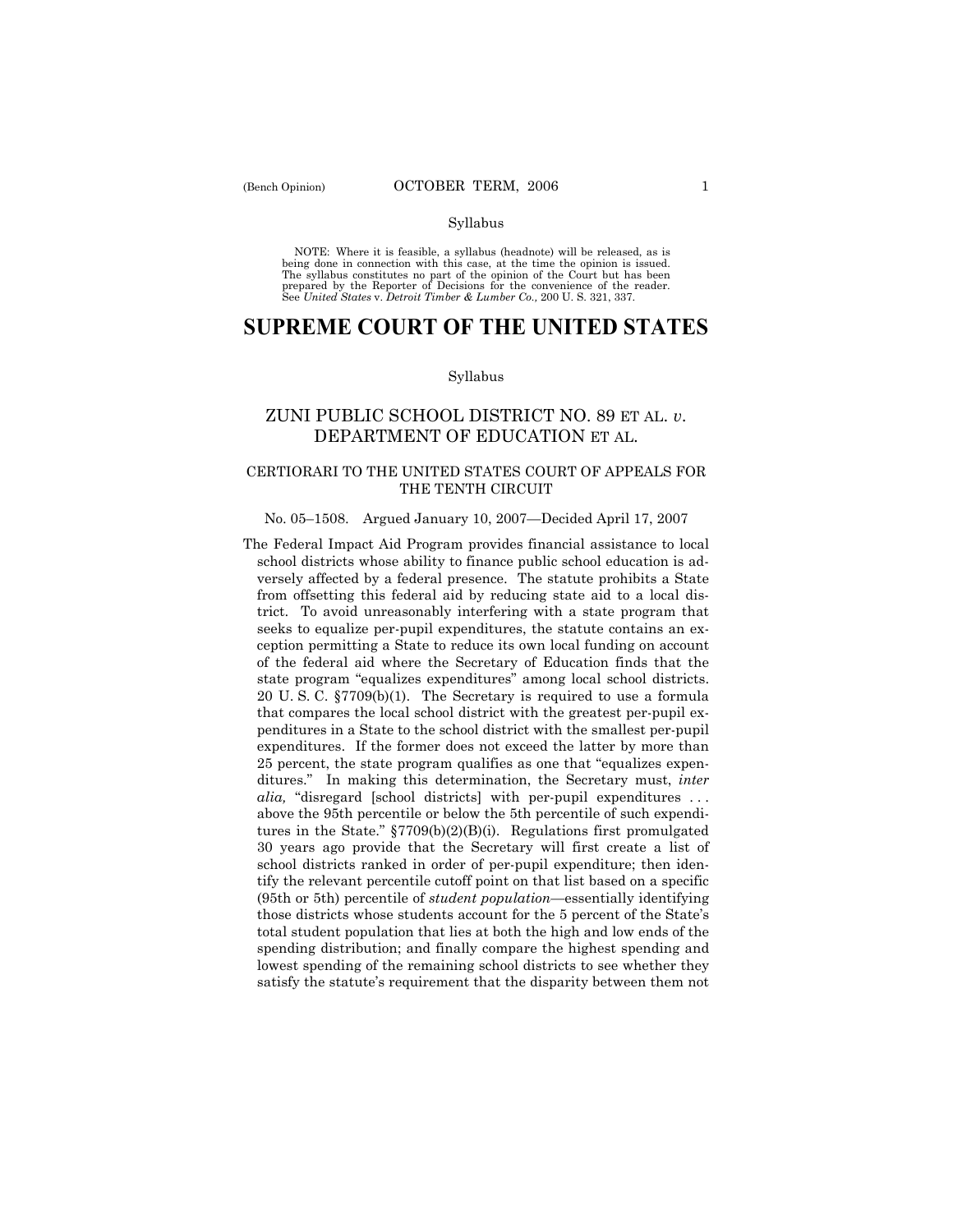Syllabus

NOTE: Where it is feasible, a syllabus (headnote) will be released, as is being done in connection with this case, at the time the opinion is issued. The syllabus constitutes no part of the opinion of the Court but has been prepared by the Reporter of Decisions for the convenience of the reader. See *United States* v. *Detroit Timber & Lumber Co.,* 200 U. S. 321, 337.

# SUPREME COURT OF THE UNITED STATES

Syllabus

## ZUNI PUBLIC SCHOOL DISTRICT NO. 89 ET AL. *v.* DEPARTMENT OF EDUCATION ET AL.

### CERTIORARI TO THE UNITED STATES COURT OF APPEALS FOR THE TENTH CIRCUIT

No. 05–1508. Argued January 10, 2007—Decided April 17, 2007

The Federal Impact Aid Program provides financial assistance to local school districts whose ability to finance public school education is adversely affected by a federal presence. The statute prohibits a State from offsetting this federal aid by reducing state aid to a local district. To avoid unreasonably interfering with a state program that seeks to equalize per-pupil expenditures, the statute contains an exception permitting a State to reduce its own local funding on account of the federal aid where the Secretary of Education finds that the state program "equalizes expenditures" among local school districts. 20 U. S. C. §7709(b)(1). The Secretary is required to use a formula that compares the local school district with the greatest per-pupil expenditures in a State to the school district with the smallest per-pupil expenditures. If the former does not exceed the latter by more than 25 percent, the state program qualifies as one that "equalizes expenditures." In making this determination, the Secretary must, *inter alia,* "disregard [school districts] with per-pupil expenditures . . . above the 95th percentile or below the 5th percentile of such expenditures in the State." §7709(b)(2)(B)(i). Regulations first promulgated 30 years ago provide that the Secretary will first create a list of school districts ranked in order of per-pupil expenditure; then identify the relevant percentile cutoff point on that list based on a specific (95th or 5th) percentile of *student population*—essentially identifying those districts whose students account for the 5 percent of the State's total student population that lies at both the high and low ends of the spending distribution; and finally compare the highest spending and lowest spending of the remaining school districts to see whether they satisfy the statute's requirement that the disparity between them not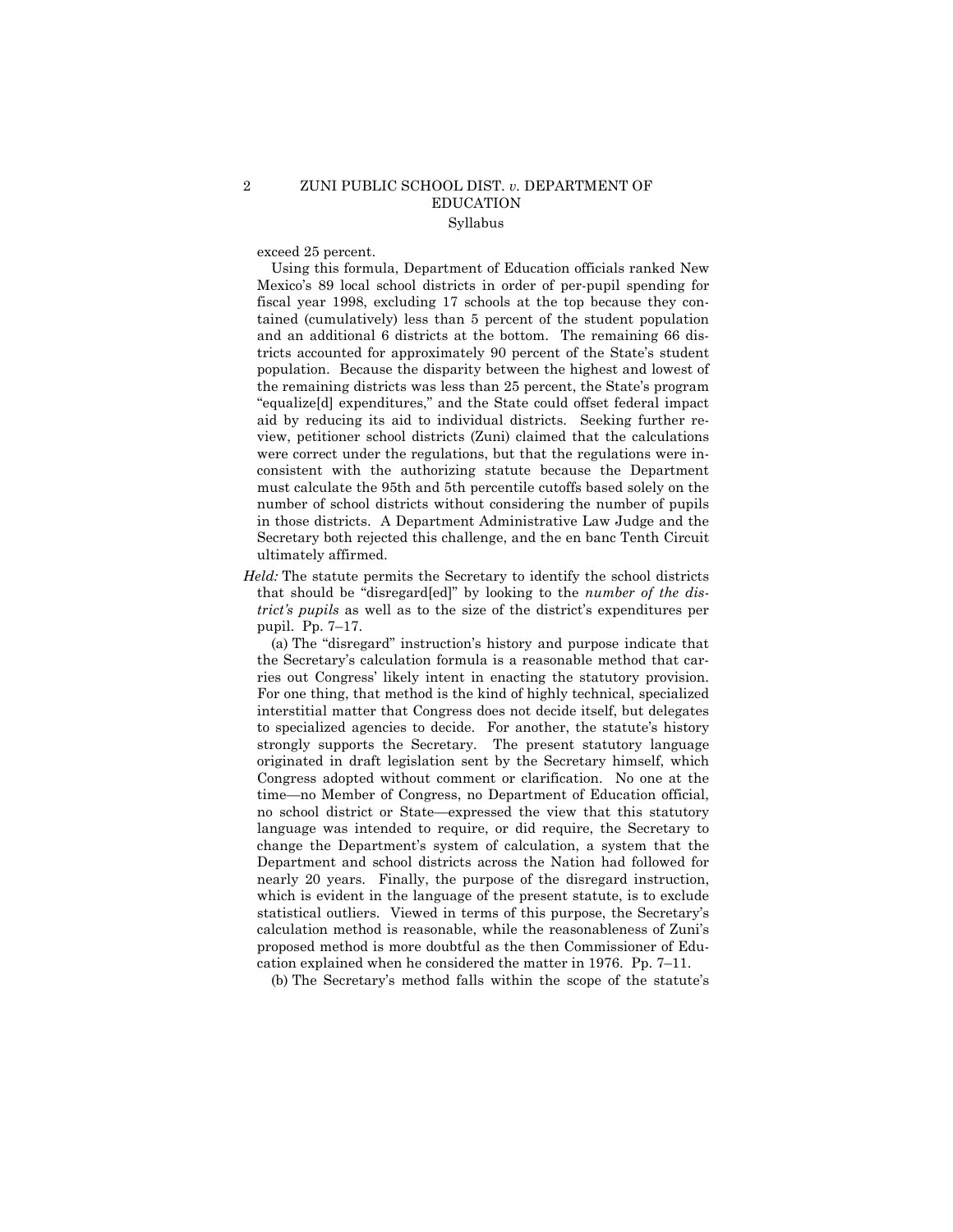exceed 25 percent.

Using this formula, Department of Education officials ranked New Mexico's 89 local school districts in order of per-pupil spending for fiscal year 1998, excluding 17 schools at the top because they contained (cumulatively) less than 5 percent of the student population and an additional 6 districts at the bottom. The remaining 66 districts accounted for approximately 90 percent of the State's student population. Because the disparity between the highest and lowest of the remaining districts was less than 25 percent, the State's program "equalize[d] expenditures," and the State could offset federal impact aid by reducing its aid to individual districts. Seeking further review, petitioner school districts (Zuni) claimed that the calculations were correct under the regulations, but that the regulations were inconsistent with the authorizing statute because the Department must calculate the 95th and 5th percentile cutoffs based solely on the number of school districts without considering the number of pupils in those districts. A Department Administrative Law Judge and the Secretary both rejected this challenge, and the en banc Tenth Circuit ultimately affirmed.

*Held:* The statute permits the Secretary to identify the school districts that should be "disregard[ed]" by looking to the *number of the district's pupils* as well as to the size of the district's expenditures per pupil. Pp. 7–17.

(a) The "disregard" instruction's history and purpose indicate that the Secretary's calculation formula is a reasonable method that carries out Congress' likely intent in enacting the statutory provision. For one thing, that method is the kind of highly technical, specialized interstitial matter that Congress does not decide itself, but delegates to specialized agencies to decide. For another, the statute's history strongly supports the Secretary. The present statutory language originated in draft legislation sent by the Secretary himself, which Congress adopted without comment or clarification. No one at the time—no Member of Congress, no Department of Education official, no school district or State—expressed the view that this statutory language was intended to require, or did require, the Secretary to change the Department's system of calculation, a system that the Department and school districts across the Nation had followed for nearly 20 years. Finally, the purpose of the disregard instruction, which is evident in the language of the present statute, is to exclude statistical outliers. Viewed in terms of this purpose, the Secretary's calculation method is reasonable, while the reasonableness of Zuni's proposed method is more doubtful as the then Commissioner of Education explained when he considered the matter in 1976. Pp. 7–11.

(b) The Secretary's method falls within the scope of the statute's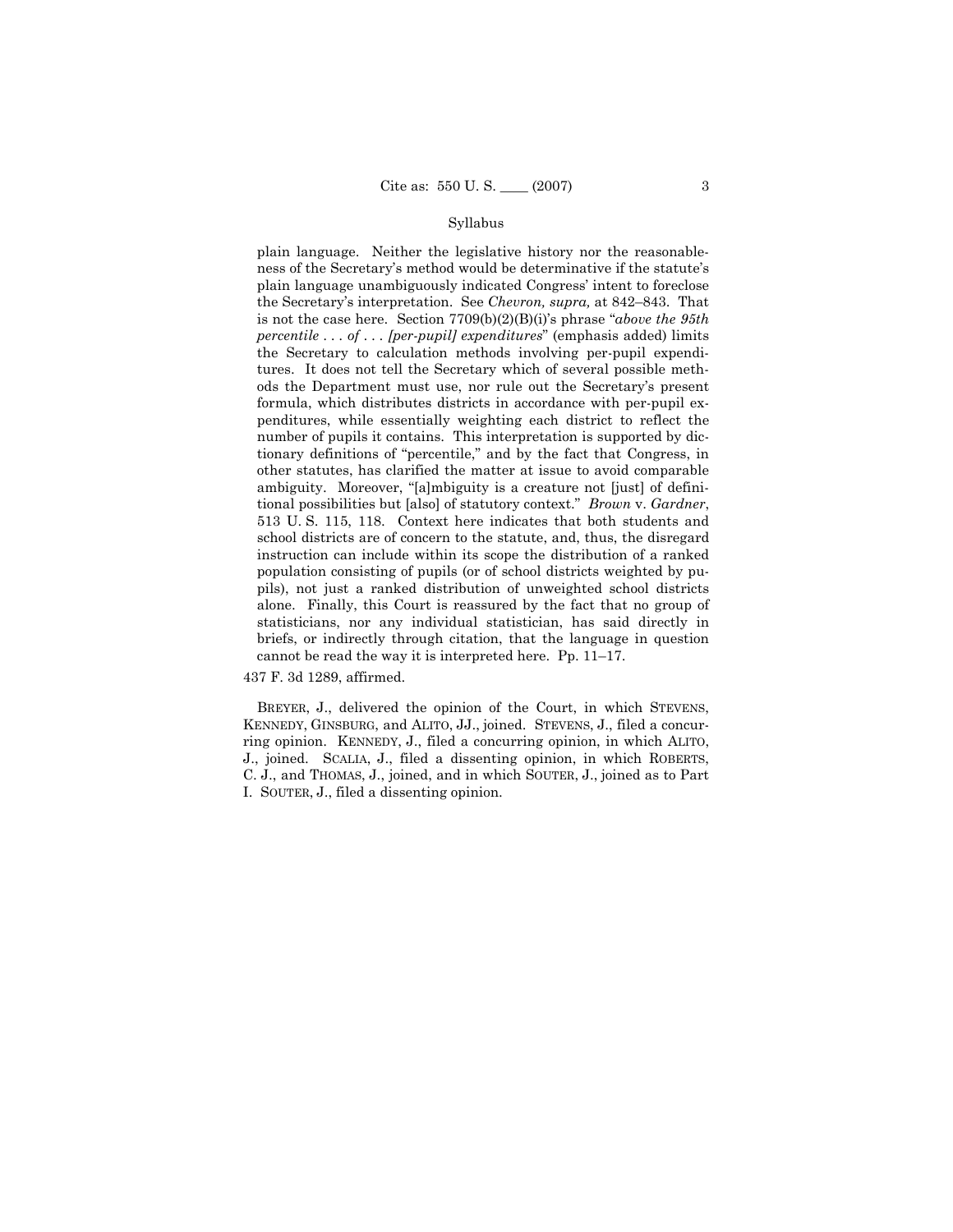plain language. Neither the legislative history nor the reasonableness of the Secretary's method would be determinative if the statute's plain language unambiguously indicated Congress' intent to foreclose the Secretary's interpretation. See *Chevron, supra,* at 842–843. That is not the case here. Section 7709(b)(2)(B)(i)'s phrase "*above the 95th percentile . . . of . . . [per-pupil] expenditures*" (emphasis added) limits the Secretary to calculation methods involving per-pupil expenditures. It does not tell the Secretary which of several possible methods the Department must use, nor rule out the Secretary's present formula, which distributes districts in accordance with per-pupil expenditures, while essentially weighting each district to reflect the number of pupils it contains. This interpretation is supported by dictionary definitions of "percentile," and by the fact that Congress, in other statutes, has clarified the matter at issue to avoid comparable ambiguity. Moreover, "[a]mbiguity is a creature not [just] of definitional possibilities but [also] of statutory context." *Brown* v. *Gardner*, 513 U. S. 115, 118. Context here indicates that both students and school districts are of concern to the statute, and, thus, the disregard instruction can include within its scope the distribution of a ranked population consisting of pupils (or of school districts weighted by pupils), not just a ranked distribution of unweighted school districts alone. Finally, this Court is reassured by the fact that no group of statisticians, nor any individual statistician, has said directly in briefs, or indirectly through citation, that the language in question cannot be read the way it is interpreted here. Pp. 11–17.

437 F. 3d 1289, affirmed.

BREYER, J., delivered the opinion of the Court, in which STEVENS, KENNEDY, GINSBURG, and ALITO, JJ., joined. STEVENS, J., filed a concurring opinion. KENNEDY, J., filed a concurring opinion, in which ALITO, J., joined. SCALIA, J., filed a dissenting opinion, in which ROBERTS, C. J., and THOMAS, J., joined, and in which SOUTER, J., joined as to Part I. SOUTER, J., filed a dissenting opinion.